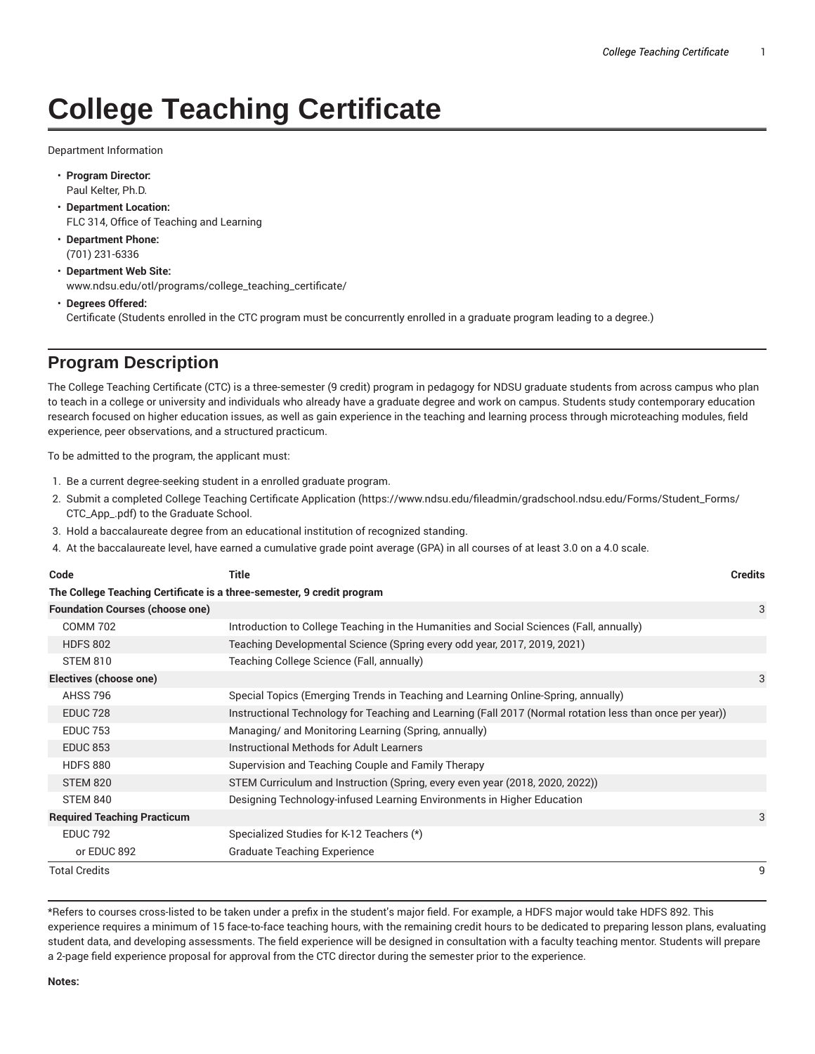# College Teaching Certificate

Department Information

- **Program Director:**
  Paul Kelter, Ph.D.
- **Department Location:**
  FLC 314, Office of Teaching and Learning
- **Department Phone:**
  (701) 231-6336
- **Department Web Site:**
  www.ndsu.edu/otl/programs/college_teaching_certificate/
- **Degrees Offered:**
  Certificate (Students enrolled in the CTC program must be concurrently enrolled in a graduate program leading to a degree.)

## Program Description

The College Teaching Certificate (CTC) is a three-semester (9 credit) program in pedagogy for NDSU graduate students from across campus who plan to teach in a college or university and individuals who already have a graduate degree and work on campus. Students study contemporary education research focused on higher education issues, as well as gain experience in the teaching and learning process through microteaching modules, field experience, peer observations, and a structured practicum.

To be admitted to the program, the applicant must:

1. Be a current degree-seeking student in a enrolled graduate program.
2. Submit a completed College Teaching Certificate Application (https://www.ndsu.edu/fileadmin/gradschool.ndsu.edu/Forms/Student_Forms/CTC_App_.pdf) to the Graduate School.
3. Hold a baccalaureate degree from an educational institution of recognized standing.
4. At the baccalaureate level, have earned a cumulative grade point average (GPA) in all courses of at least 3.0 on a 4.0 scale.

| Code | Title | Credits |
|---|---|---|
| **The College Teaching Certificate is a three-semester, 9 credit program** | | |
| **Foundation Courses (choose one)** | | 3 |
| COMM 702 | Introduction to College Teaching in the Humanities and Social Sciences (Fall, annually) | |
| HDFS 802 | Teaching Developmental Science (Spring every odd year, 2017, 2019, 2021) | |
| STEM 810 | Teaching College Science (Fall, annually) | |
| **Electives (choose one)** | | 3 |
| AHSS 796 | Special Topics (Emerging Trends in Teaching and Learning Online-Spring, annually) | |
| EDUC 728 | Instructional Technology for Teaching and Learning (Fall 2017 (Normal rotation less than once per year)) | |
| EDUC 753 | Managing/ and Monitoring Learning (Spring, annually) | |
| EDUC 853 | Instructional Methods for Adult Learners | |
| HDFS 880 | Supervision and Teaching Couple and Family Therapy | |
| STEM 820 | STEM Curriculum and Instruction (Spring, every even year (2018, 2020, 2022)) | |
| STEM 840 | Designing Technology-infused Learning Environments in Higher Education | |
| **Required Teaching Practicum** | | 3 |
| EDUC 792 | Specialized Studies for K-12 Teachers (*) | |
| or EDUC 892 | Graduate Teaching Experience | |
| Total Credits | | 9 |

*Refers to courses cross-listed to be taken under a prefix in the student's major field. For example, a HDFS major would take HDFS 892. This experience requires a minimum of 15 face-to-face teaching hours, with the remaining credit hours to be dedicated to preparing lesson plans, evaluating student data, and developing assessments. The field experience will be designed in consultation with a faculty teaching mentor. Students will prepare a 2-page field experience proposal for approval from the CTC director during the semester prior to the experience.

**Notes:**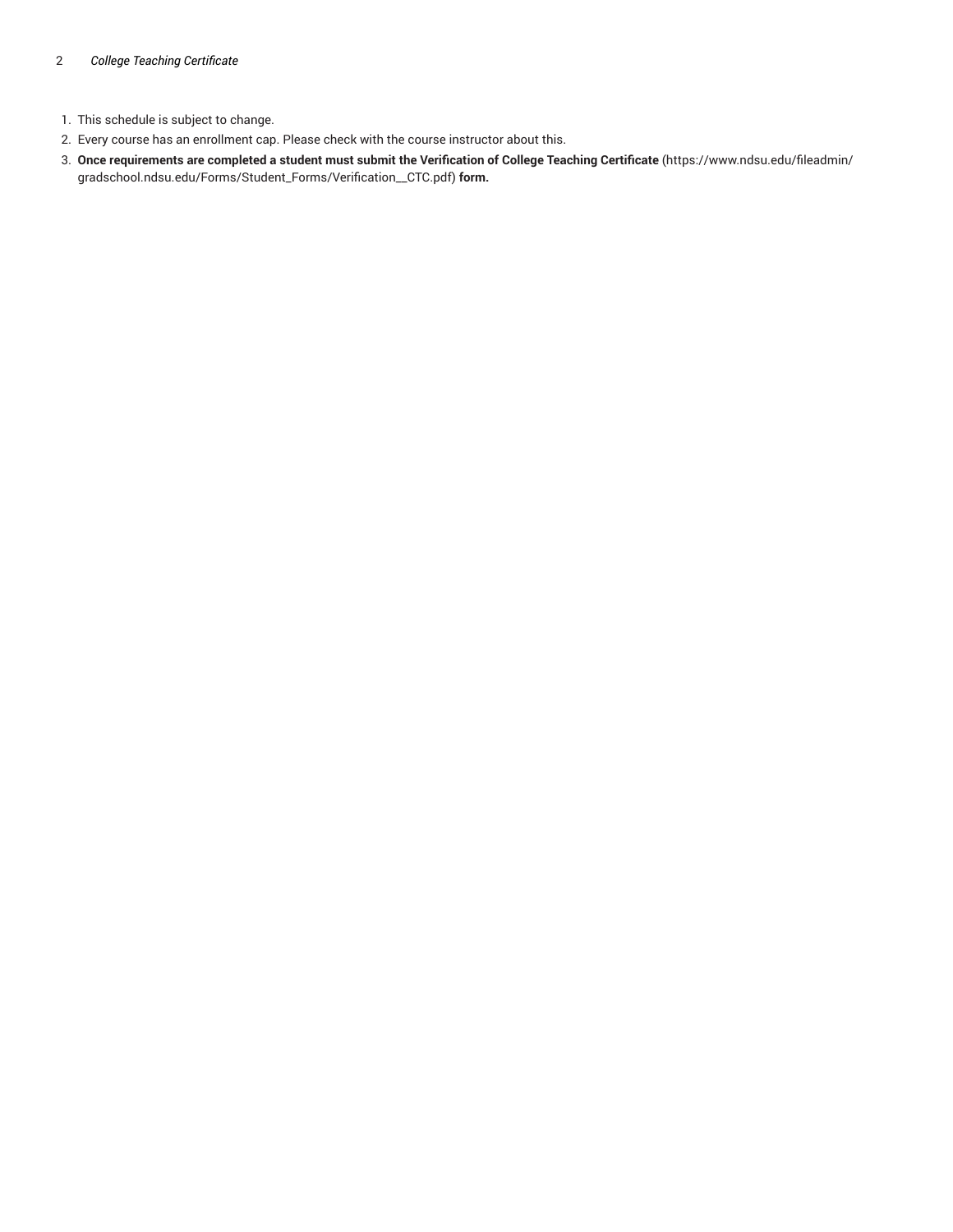1. This schedule is subject to change.
2. Every course has an enrollment cap. Please check with the course instructor about this.
3. **Once requirements are completed a student must submit the Verification of College Teaching Certificate** (https://www.ndsu.edu/fileadmin/gradschool.ndsu.edu/Forms/Student_Forms/Verification__CTC.pdf) **form.**